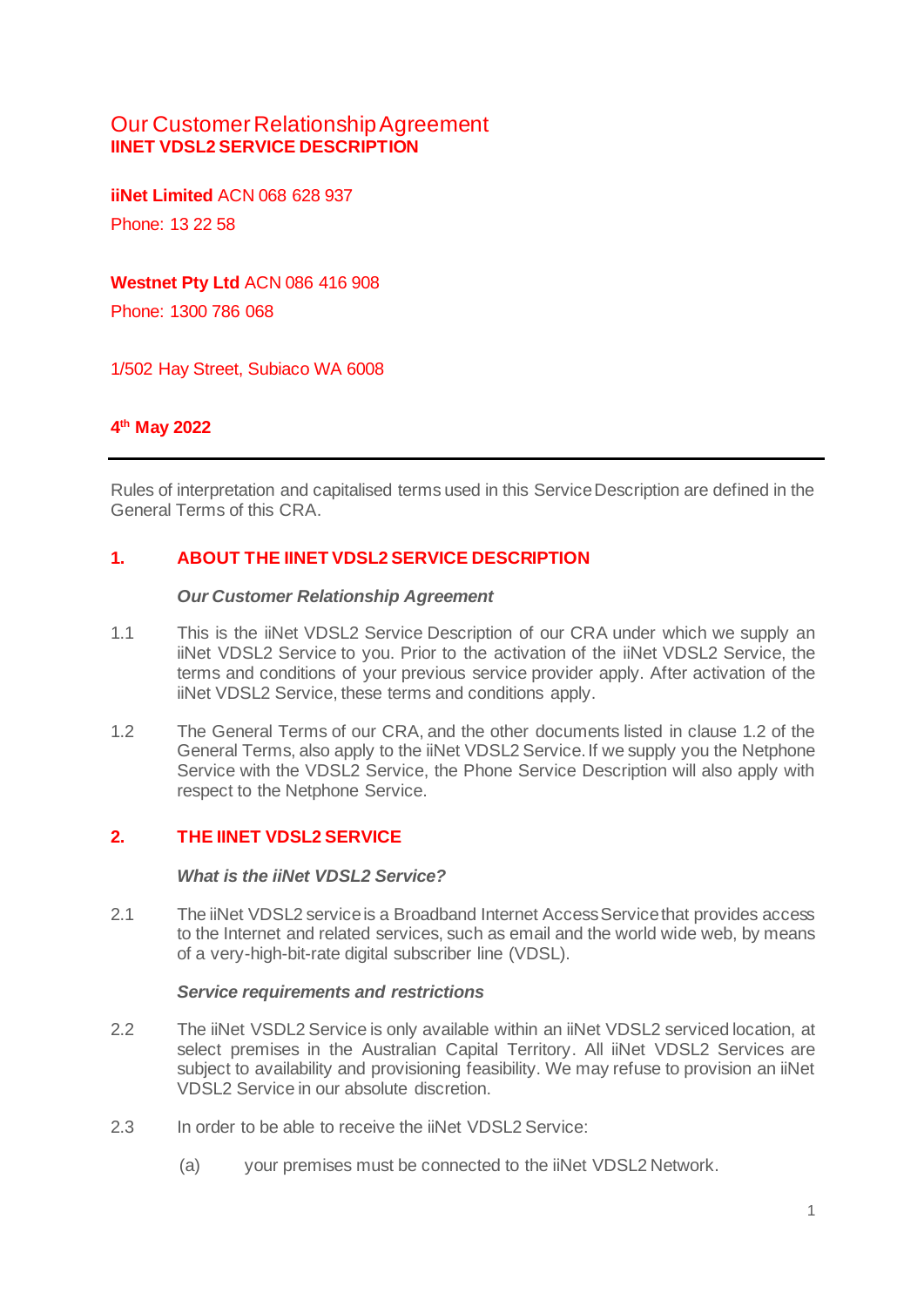# Our Customer Relationship Agreement
## IINET VDSL2 SERVICE DESCRIPTION

**iiNet Limited** ACN 068 628 937

Phone: 13 22 58

**Westnet Pty Ltd** ACN 086 416 908

Phone: 1300 786 068

1/502 Hay Street, Subiaco WA 6008

**4th May 2022**

---

Rules of interpretation and capitalised terms used in this Service Description are defined in the General Terms of this CRA.

## 1. ABOUT THE IINET VDSL2 SERVICE DESCRIPTION

***Our Customer Relationship Agreement***

1.1 This is the iiNet VDSL2 Service Description of our CRA under which we supply an iiNet VDSL2 Service to you. Prior to the activation of the iiNet VDSL2 Service, the terms and conditions of your previous service provider apply. After activation of the iiNet VDSL2 Service, these terms and conditions apply.

1.2 The General Terms of our CRA, and the other documents listed in clause 1.2 of the General Terms, also apply to the iiNet VDSL2 Service. If we supply you the Netphone Service with the VDSL2 Service, the Phone Service Description will also apply with respect to the Netphone Service.

## 2. THE IINET VDSL2 SERVICE

***What is the iiNet VDSL2 Service?***

2.1 The iiNet VDSL2 service is a Broadband Internet Access Service that provides access to the Internet and related services, such as email and the world wide web, by means of a very-high-bit-rate digital subscriber line (VDSL).

***Service requirements and restrictions***

2.2 The iiNet VSDL2 Service is only available within an iiNet VDSL2 serviced location, at select premises in the Australian Capital Territory. All iiNet VDSL2 Services are subject to availability and provisioning feasibility. We may refuse to provision an iiNet VDSL2 Service in our absolute discretion.

2.3 In order to be able to receive the iiNet VDSL2 Service:

(a) your premises must be connected to the iiNet VDSL2 Network.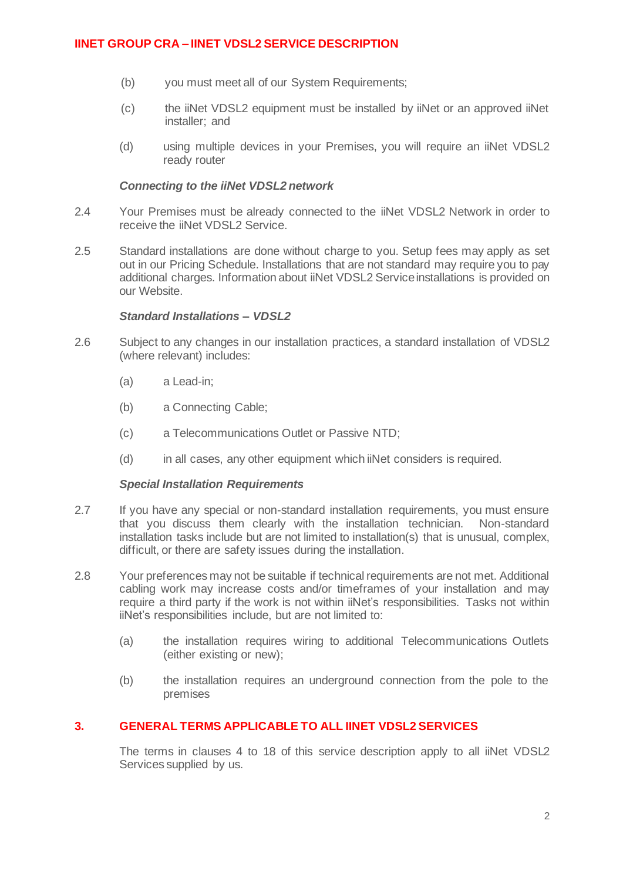(b) you must meet all of our System Requirements;

(c) the iiNet VDSL2 equipment must be installed by iiNet or an approved iiNet installer; and

(d) using multiple devices in your Premises, you will require an iiNet VDSL2 ready router

***Connecting to the iiNet VDSL2 network***

2.4 Your Premises must be already connected to the iiNet VDSL2 Network in order to receive the iiNet VDSL2 Service.

2.5 Standard installations are done without charge to you. Setup fees may apply as set out in our Pricing Schedule. Installations that are not standard may require you to pay additional charges. Information about iiNet VDSL2 Service installations is provided on our Website.

***Standard Installations – VDSL2***

2.6 Subject to any changes in our installation practices, a standard installation of VDSL2 (where relevant) includes:

(a) a Lead-in;

(b) a Connecting Cable;

(c) a Telecommunications Outlet or Passive NTD;

(d) in all cases, any other equipment which iiNet considers is required.

***Special Installation Requirements***

2.7 If you have any special or non-standard installation requirements, you must ensure that you discuss them clearly with the installation technician. Non-standard installation tasks include but are not limited to installation(s) that is unusual, complex, difficult, or there are safety issues during the installation.

2.8 Your preferences may not be suitable if technical requirements are not met. Additional cabling work may increase costs and/or timeframes of your installation and may require a third party if the work is not within iiNet's responsibilities. Tasks not within iiNet's responsibilities include, but are not limited to:

(a) the installation requires wiring to additional Telecommunications Outlets (either existing or new);

(b) the installation requires an underground connection from the pole to the premises

## 3. GENERAL TERMS APPLICABLE TO ALL IINET VDSL2 SERVICES

The terms in clauses 4 to 18 of this service description apply to all iiNet VDSL2 Services supplied by us.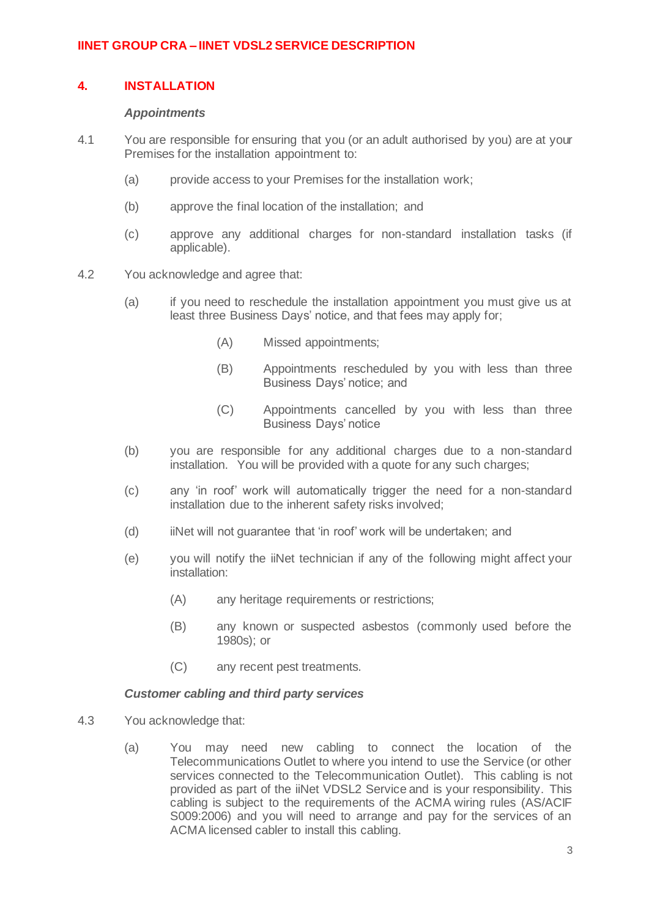## 4. INSTALLATION

***Appointments***

4.1 You are responsible for ensuring that you (or an adult authorised by you) are at your Premises for the installation appointment to:

  (a) provide access to your Premises for the installation work;

  (b) approve the final location of the installation; and

  (c) approve any additional charges for non-standard installation tasks (if applicable).

4.2 You acknowledge and agree that:

  (a) if you need to reschedule the installation appointment you must give us at least three Business Days' notice, and that fees may apply for;

    (A) Missed appointments;

    (B) Appointments rescheduled by you with less than three Business Days' notice; and

    (C) Appointments cancelled by you with less than three Business Days' notice

  (b) you are responsible for any additional charges due to a non-standard installation. You will be provided with a quote for any such charges;

  (c) any 'in roof' work will automatically trigger the need for a non-standard installation due to the inherent safety risks involved;

  (d) iiNet will not guarantee that 'in roof' work will be undertaken; and

  (e) you will notify the iiNet technician if any of the following might affect your installation:

    (A) any heritage requirements or restrictions;

    (B) any known or suspected asbestos (commonly used before the 1980s); or

    (C) any recent pest treatments.

***Customer cabling and third party services***

4.3 You acknowledge that:

  (a) You may need new cabling to connect the location of the Telecommunications Outlet to where you intend to use the Service (or other services connected to the Telecommunication Outlet). This cabling is not provided as part of the iiNet VDSL2 Service and is your responsibility. This cabling is subject to the requirements of the ACMA wiring rules (AS/ACIF S009:2006) and you will need to arrange and pay for the services of an ACMA licensed cabler to install this cabling.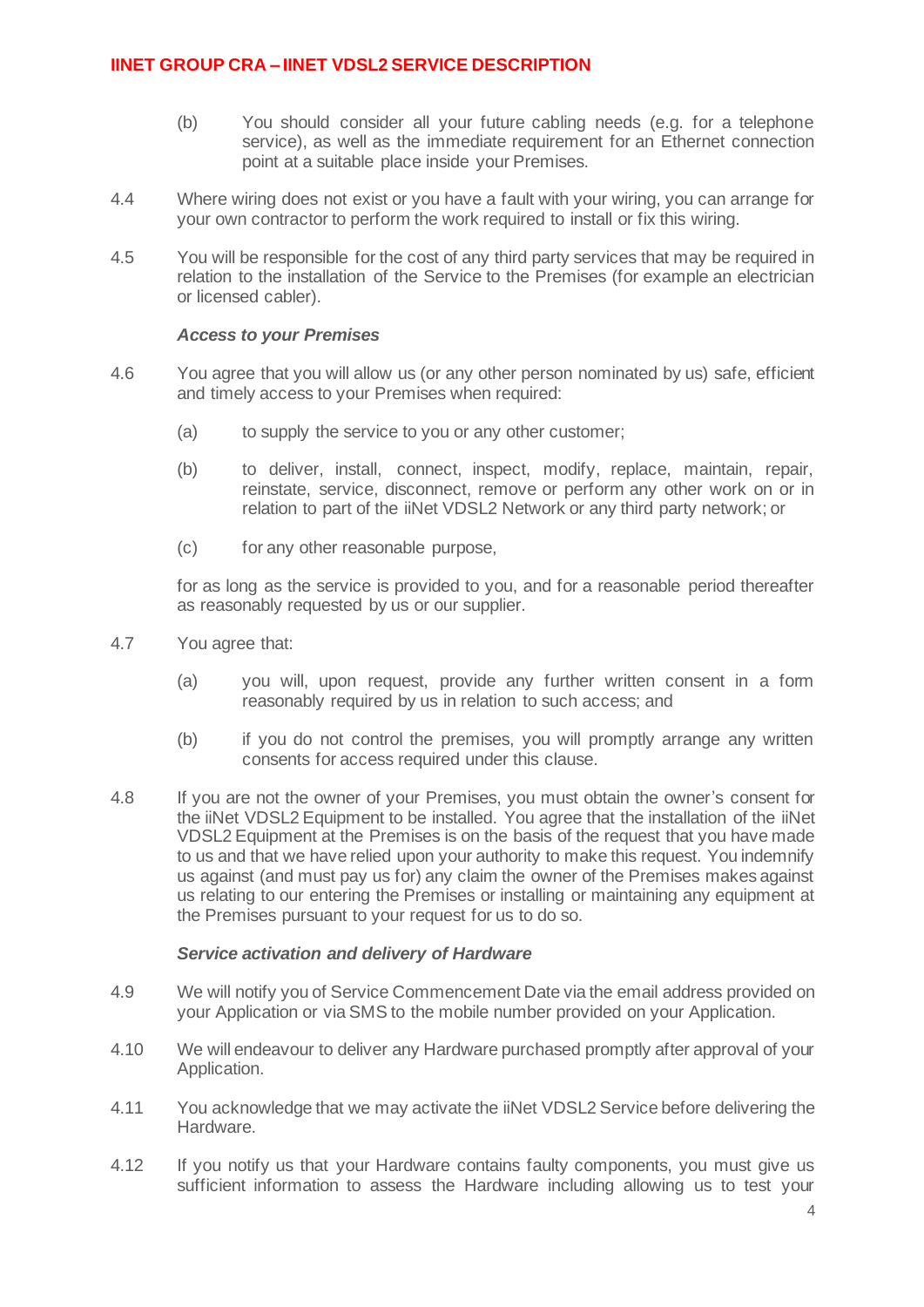(b) You should consider all your future cabling needs (e.g. for a telephone service), as well as the immediate requirement for an Ethernet connection point at a suitable place inside your Premises.

4.4 Where wiring does not exist or you have a fault with your wiring, you can arrange for your own contractor to perform the work required to install or fix this wiring.

4.5 You will be responsible for the cost of any third party services that may be required in relation to the installation of the Service to the Premises (for example an electrician or licensed cabler).

***Access to your Premises***

4.6 You agree that you will allow us (or any other person nominated by us) safe, efficient and timely access to your Premises when required:

(a) to supply the service to you or any other customer;

(b) to deliver, install, connect, inspect, modify, replace, maintain, repair, reinstate, service, disconnect, remove or perform any other work on or in relation to part of the iiNet VDSL2 Network or any third party network; or

(c) for any other reasonable purpose,

for as long as the service is provided to you, and for a reasonable period thereafter as reasonably requested by us or our supplier.

4.7 You agree that:

(a) you will, upon request, provide any further written consent in a form reasonably required by us in relation to such access; and

(b) if you do not control the premises, you will promptly arrange any written consents for access required under this clause.

4.8 If you are not the owner of your Premises, you must obtain the owner's consent for the iiNet VDSL2 Equipment to be installed. You agree that the installation of the iiNet VDSL2 Equipment at the Premises is on the basis of the request that you have made to us and that we have relied upon your authority to make this request. You indemnify us against (and must pay us for) any claim the owner of the Premises makes against us relating to our entering the Premises or installing or maintaining any equipment at the Premises pursuant to your request for us to do so.

***Service activation and delivery of Hardware***

4.9 We will notify you of Service Commencement Date via the email address provided on your Application or via SMS to the mobile number provided on your Application.

4.10 We will endeavour to deliver any Hardware purchased promptly after approval of your Application.

4.11 You acknowledge that we may activate the iiNet VDSL2 Service before delivering the Hardware.

4.12 If you notify us that your Hardware contains faulty components, you must give us sufficient information to assess the Hardware including allowing us to test your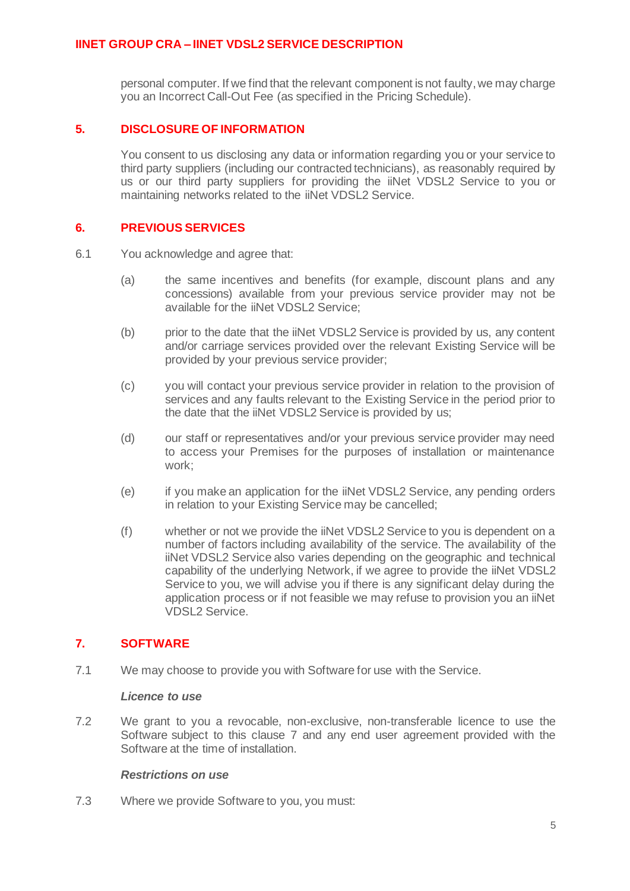personal computer. If we find that the relevant component is not faulty, we may charge you an Incorrect Call-Out Fee (as specified in the Pricing Schedule).

## 5. DISCLOSURE OF INFORMATION

You consent to us disclosing any data or information regarding you or your service to third party suppliers (including our contracted technicians), as reasonably required by us or our third party suppliers for providing the iiNet VDSL2 Service to you or maintaining networks related to the iiNet VDSL2 Service.

## 6. PREVIOUS SERVICES

6.1 You acknowledge and agree that:

(a) the same incentives and benefits (for example, discount plans and any concessions) available from your previous service provider may not be available for the iiNet VDSL2 Service;

(b) prior to the date that the iiNet VDSL2 Service is provided by us, any content and/or carriage services provided over the relevant Existing Service will be provided by your previous service provider;

(c) you will contact your previous service provider in relation to the provision of services and any faults relevant to the Existing Service in the period prior to the date that the iiNet VDSL2 Service is provided by us;

(d) our staff or representatives and/or your previous service provider may need to access your Premises for the purposes of installation or maintenance work;

(e) if you make an application for the iiNet VDSL2 Service, any pending orders in relation to your Existing Service may be cancelled;

(f) whether or not we provide the iiNet VDSL2 Service to you is dependent on a number of factors including availability of the service. The availability of the iiNet VDSL2 Service also varies depending on the geographic and technical capability of the underlying Network, if we agree to provide the iiNet VDSL2 Service to you, we will advise you if there is any significant delay during the application process or if not feasible we may refuse to provision you an iiNet VDSL2 Service.

## 7. SOFTWARE

7.1 We may choose to provide you with Software for use with the Service.

***Licence to use***

7.2 We grant to you a revocable, non-exclusive, non-transferable licence to use the Software subject to this clause 7 and any end user agreement provided with the Software at the time of installation.

***Restrictions on use***

7.3 Where we provide Software to you, you must: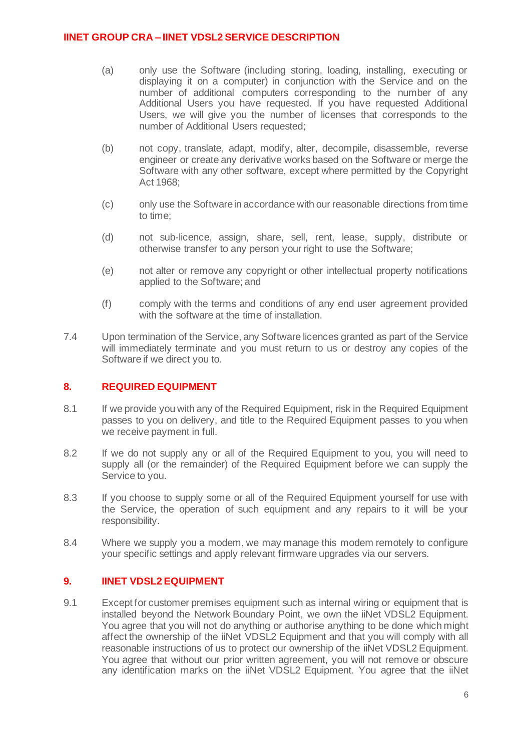(a) only use the Software (including storing, loading, installing, executing or displaying it on a computer) in conjunction with the Service and on the number of additional computers corresponding to the number of any Additional Users you have requested. If you have requested Additional Users, we will give you the number of licenses that corresponds to the number of Additional Users requested;

(b) not copy, translate, adapt, modify, alter, decompile, disassemble, reverse engineer or create any derivative works based on the Software or merge the Software with any other software, except where permitted by the Copyright Act 1968;

(c) only use the Software in accordance with our reasonable directions from time to time;

(d) not sub-licence, assign, share, sell, rent, lease, supply, distribute or otherwise transfer to any person your right to use the Software;

(e) not alter or remove any copyright or other intellectual property notifications applied to the Software; and

(f) comply with the terms and conditions of any end user agreement provided with the software at the time of installation.

7.4 Upon termination of the Service, any Software licences granted as part of the Service will immediately terminate and you must return to us or destroy any copies of the Software if we direct you to.

## 8. REQUIRED EQUIPMENT

8.1 If we provide you with any of the Required Equipment, risk in the Required Equipment passes to you on delivery, and title to the Required Equipment passes to you when we receive payment in full.

8.2 If we do not supply any or all of the Required Equipment to you, you will need to supply all (or the remainder) of the Required Equipment before we can supply the Service to you.

8.3 If you choose to supply some or all of the Required Equipment yourself for use with the Service, the operation of such equipment and any repairs to it will be your responsibility.

8.4 Where we supply you a modem, we may manage this modem remotely to configure your specific settings and apply relevant firmware upgrades via our servers.

## 9. IINET VDSL2 EQUIPMENT

9.1 Except for customer premises equipment such as internal wiring or equipment that is installed beyond the Network Boundary Point, we own the iiNet VDSL2 Equipment. You agree that you will not do anything or authorise anything to be done which might affect the ownership of the iiNet VDSL2 Equipment and that you will comply with all reasonable instructions of us to protect our ownership of the iiNet VDSL2 Equipment. You agree that without our prior written agreement, you will not remove or obscure any identification marks on the iiNet VDSL2 Equipment. You agree that the iiNet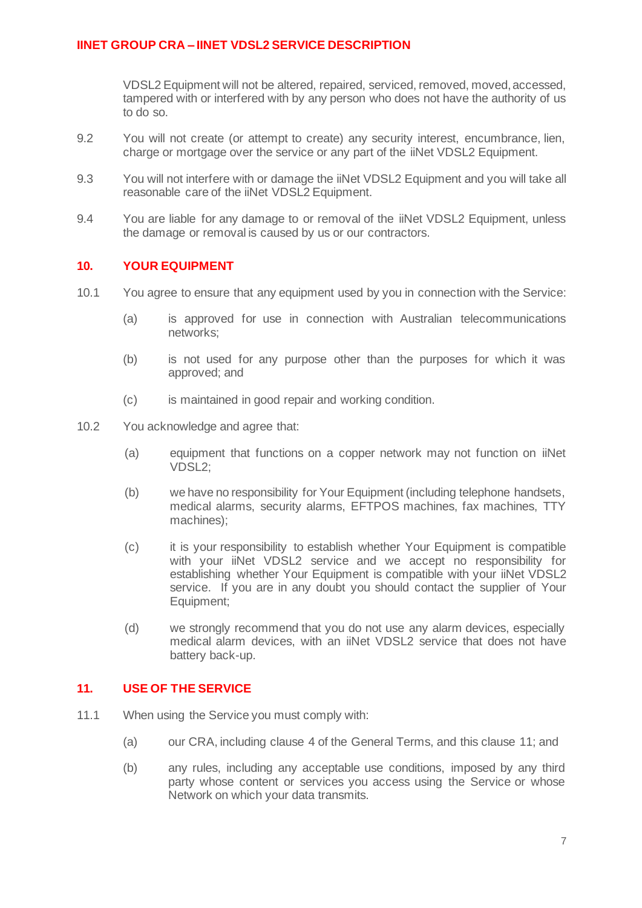VDSL2 Equipment will not be altered, repaired, serviced, removed, moved, accessed, tampered with or interfered with by any person who does not have the authority of us to do so.

9.2 You will not create (or attempt to create) any security interest, encumbrance, lien, charge or mortgage over the service or any part of the iiNet VDSL2 Equipment.

9.3 You will not interfere with or damage the iiNet VDSL2 Equipment and you will take all reasonable care of the iiNet VDSL2 Equipment.

9.4 You are liable for any damage to or removal of the iiNet VDSL2 Equipment, unless the damage or removal is caused by us or our contractors.

## 10. YOUR EQUIPMENT

10.1 You agree to ensure that any equipment used by you in connection with the Service:

(a) is approved for use in connection with Australian telecommunications networks;

(b) is not used for any purpose other than the purposes for which it was approved; and

(c) is maintained in good repair and working condition.

10.2 You acknowledge and agree that:

(a) equipment that functions on a copper network may not function on iiNet VDSL2;

(b) we have no responsibility for Your Equipment (including telephone handsets, medical alarms, security alarms, EFTPOS machines, fax machines, TTY machines);

(c) it is your responsibility to establish whether Your Equipment is compatible with your iiNet VDSL2 service and we accept no responsibility for establishing whether Your Equipment is compatible with your iiNet VDSL2 service. If you are in any doubt you should contact the supplier of Your Equipment;

(d) we strongly recommend that you do not use any alarm devices, especially medical alarm devices, with an iiNet VDSL2 service that does not have battery back-up.

## 11. USE OF THE SERVICE

11.1 When using the Service you must comply with:

(a) our CRA, including clause 4 of the General Terms, and this clause 11; and

(b) any rules, including any acceptable use conditions, imposed by any third party whose content or services you access using the Service or whose Network on which your data transmits.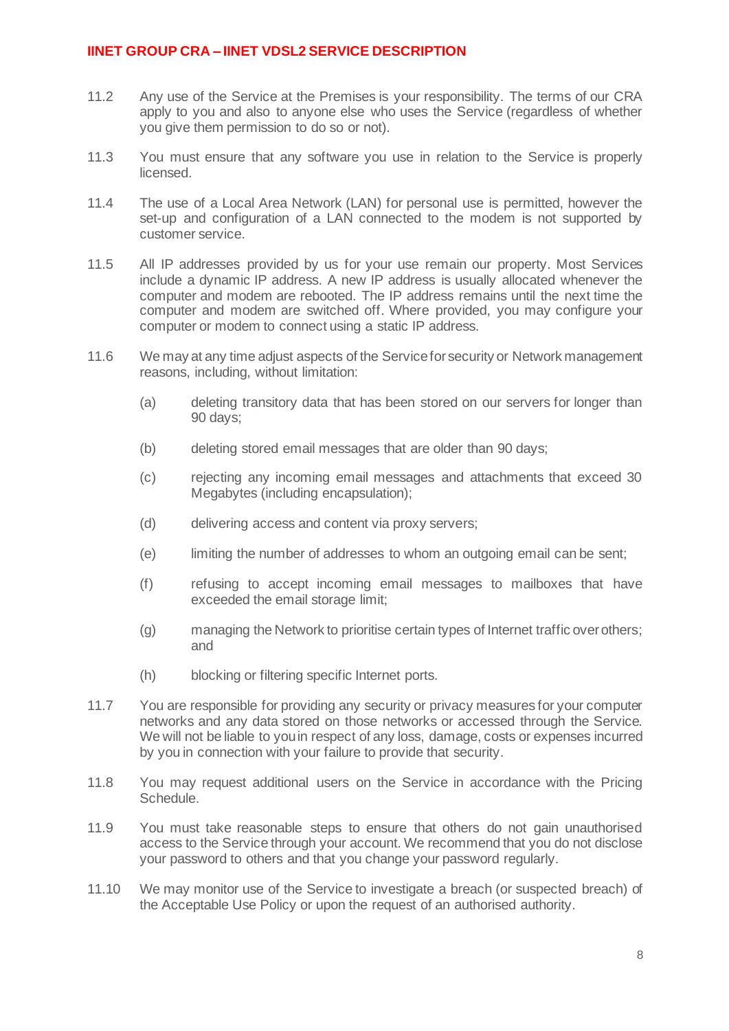11.2 Any use of the Service at the Premises is your responsibility. The terms of our CRA apply to you and also to anyone else who uses the Service (regardless of whether you give them permission to do so or not).

11.3 You must ensure that any software you use in relation to the Service is properly licensed.

11.4 The use of a Local Area Network (LAN) for personal use is permitted, however the set-up and configuration of a LAN connected to the modem is not supported by customer service.

11.5 All IP addresses provided by us for your use remain our property. Most Services include a dynamic IP address. A new IP address is usually allocated whenever the computer and modem are rebooted. The IP address remains until the next time the computer and modem are switched off. Where provided, you may configure your computer or modem to connect using a static IP address.

11.6 We may at any time adjust aspects of the Service for security or Network management reasons, including, without limitation:

(a) deleting transitory data that has been stored on our servers for longer than 90 days;

(b) deleting stored email messages that are older than 90 days;

(c) rejecting any incoming email messages and attachments that exceed 30 Megabytes (including encapsulation);

(d) delivering access and content via proxy servers;

(e) limiting the number of addresses to whom an outgoing email can be sent;

(f) refusing to accept incoming email messages to mailboxes that have exceeded the email storage limit;

(g) managing the Network to prioritise certain types of Internet traffic over others; and

(h) blocking or filtering specific Internet ports.

11.7 You are responsible for providing any security or privacy measures for your computer networks and any data stored on those networks or accessed through the Service. We will not be liable to you in respect of any loss, damage, costs or expenses incurred by you in connection with your failure to provide that security.

11.8 You may request additional users on the Service in accordance with the Pricing Schedule.

11.9 You must take reasonable steps to ensure that others do not gain unauthorised access to the Service through your account. We recommend that you do not disclose your password to others and that you change your password regularly.

11.10 We may monitor use of the Service to investigate a breach (or suspected breach) of the Acceptable Use Policy or upon the request of an authorised authority.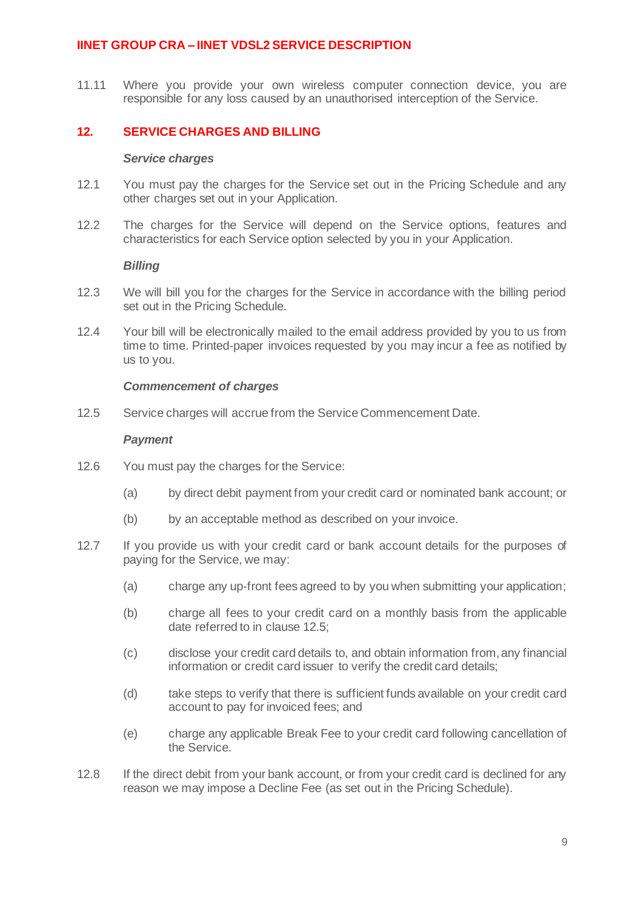11.11 Where you provide your own wireless computer connection device, you are responsible for any loss caused by an unauthorised interception of the Service.

## 12. SERVICE CHARGES AND BILLING

***Service charges***

12.1 You must pay the charges for the Service set out in the Pricing Schedule and any other charges set out in your Application.

12.2 The charges for the Service will depend on the Service options, features and characteristics for each Service option selected by you in your Application.

***Billing***

12.3 We will bill you for the charges for the Service in accordance with the billing period set out in the Pricing Schedule.

12.4 Your bill will be electronically mailed to the email address provided by you to us from time to time. Printed-paper invoices requested by you may incur a fee as notified by us to you.

***Commencement of charges***

12.5 Service charges will accrue from the Service Commencement Date.

***Payment***

12.6 You must pay the charges for the Service:

(a) by direct debit payment from your credit card or nominated bank account; or

(b) by an acceptable method as described on your invoice.

12.7 If you provide us with your credit card or bank account details for the purposes of paying for the Service, we may:

(a) charge any up-front fees agreed to by you when submitting your application;

(b) charge all fees to your credit card on a monthly basis from the applicable date referred to in clause 12.5;

(c) disclose your credit card details to, and obtain information from, any financial information or credit card issuer to verify the credit card details;

(d) take steps to verify that there is sufficient funds available on your credit card account to pay for invoiced fees; and

(e) charge any applicable Break Fee to your credit card following cancellation of the Service.

12.8 If the direct debit from your bank account, or from your credit card is declined for any reason we may impose a Decline Fee (as set out in the Pricing Schedule).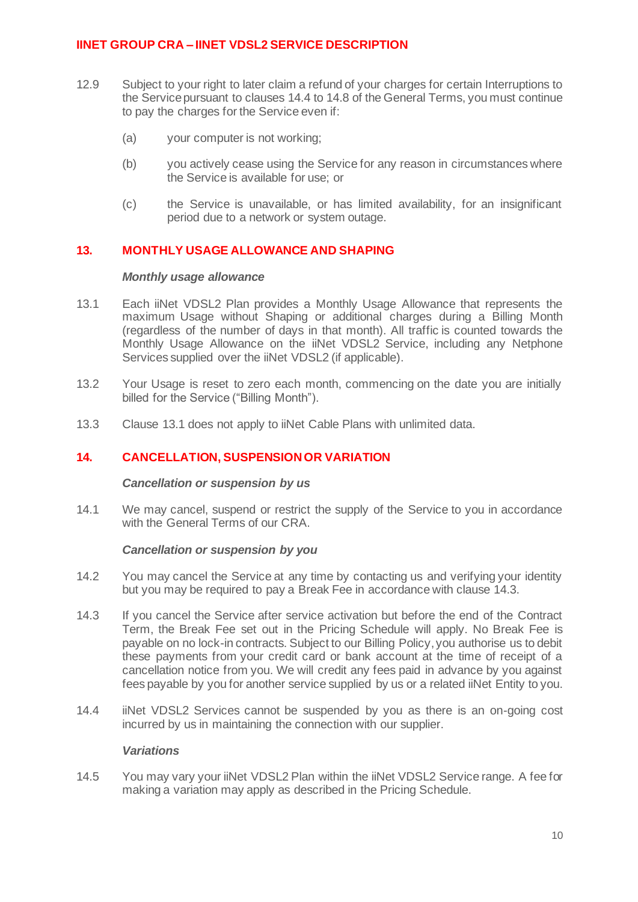12.9 Subject to your right to later claim a refund of your charges for certain Interruptions to the Service pursuant to clauses 14.4 to 14.8 of the General Terms, you must continue to pay the charges for the Service even if:

(a) your computer is not working;

(b) you actively cease using the Service for any reason in circumstances where the Service is available for use; or

(c) the Service is unavailable, or has limited availability, for an insignificant period due to a network or system outage.

## 13. MONTHLY USAGE ALLOWANCE AND SHAPING

***Monthly usage allowance***

13.1 Each iiNet VDSL2 Plan provides a Monthly Usage Allowance that represents the maximum Usage without Shaping or additional charges during a Billing Month (regardless of the number of days in that month). All traffic is counted towards the Monthly Usage Allowance on the iiNet VDSL2 Service, including any Netphone Services supplied over the iiNet VDSL2 (if applicable).

13.2 Your Usage is reset to zero each month, commencing on the date you are initially billed for the Service ("Billing Month").

13.3 Clause 13.1 does not apply to iiNet Cable Plans with unlimited data.

## 14. CANCELLATION, SUSPENSION OR VARIATION

***Cancellation or suspension by us***

14.1 We may cancel, suspend or restrict the supply of the Service to you in accordance with the General Terms of our CRA.

***Cancellation or suspension by you***

14.2 You may cancel the Service at any time by contacting us and verifying your identity but you may be required to pay a Break Fee in accordance with clause 14.3.

14.3 If you cancel the Service after service activation but before the end of the Contract Term, the Break Fee set out in the Pricing Schedule will apply. No Break Fee is payable on no lock-in contracts. Subject to our Billing Policy, you authorise us to debit these payments from your credit card or bank account at the time of receipt of a cancellation notice from you. We will credit any fees paid in advance by you against fees payable by you for another service supplied by us or a related iiNet Entity to you.

14.4 iiNet VDSL2 Services cannot be suspended by you as there is an on-going cost incurred by us in maintaining the connection with our supplier.

***Variations***

14.5 You may vary your iiNet VDSL2 Plan within the iiNet VDSL2 Service range. A fee for making a variation may apply as described in the Pricing Schedule.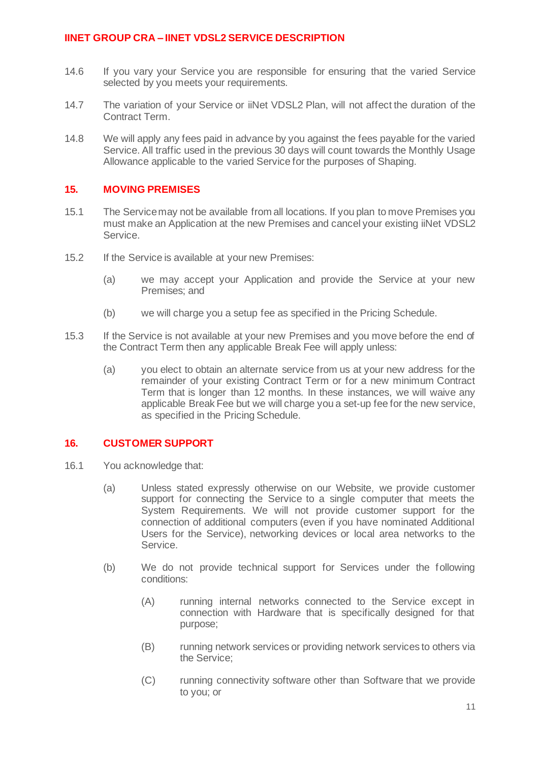14.6 If you vary your Service you are responsible for ensuring that the varied Service selected by you meets your requirements.

14.7 The variation of your Service or iiNet VDSL2 Plan, will not affect the duration of the Contract Term.

14.8 We will apply any fees paid in advance by you against the fees payable for the varied Service. All traffic used in the previous 30 days will count towards the Monthly Usage Allowance applicable to the varied Service for the purposes of Shaping.

## 15. MOVING PREMISES

15.1 The Service may not be available from all locations. If you plan to move Premises you must make an Application at the new Premises and cancel your existing iiNet VDSL2 Service.

15.2 If the Service is available at your new Premises:

(a) we may accept your Application and provide the Service at your new Premises; and

(b) we will charge you a setup fee as specified in the Pricing Schedule.

15.3 If the Service is not available at your new Premises and you move before the end of the Contract Term then any applicable Break Fee will apply unless:

(a) you elect to obtain an alternate service from us at your new address for the remainder of your existing Contract Term or for a new minimum Contract Term that is longer than 12 months. In these instances, we will waive any applicable Break Fee but we will charge you a set-up fee for the new service, as specified in the Pricing Schedule.

## 16. CUSTOMER SUPPORT

16.1 You acknowledge that:

(a) Unless stated expressly otherwise on our Website, we provide customer support for connecting the Service to a single computer that meets the System Requirements. We will not provide customer support for the connection of additional computers (even if you have nominated Additional Users for the Service), networking devices or local area networks to the Service.

(b) We do not provide technical support for Services under the following conditions:

(A) running internal networks connected to the Service except in connection with Hardware that is specifically designed for that purpose;

(B) running network services or providing network services to others via the Service;

(C) running connectivity software other than Software that we provide to you; or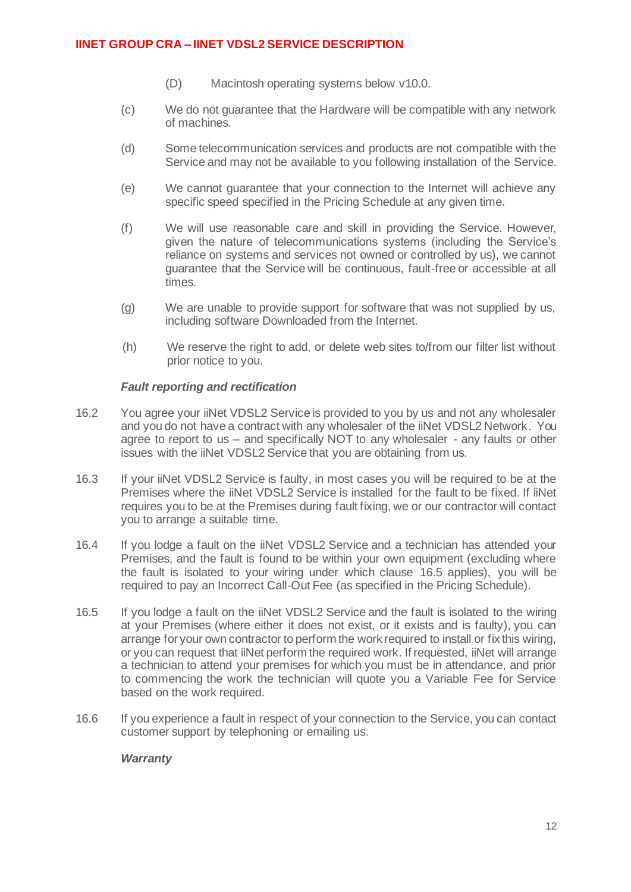(D) Macintosh operating systems below v10.0.

(c) We do not guarantee that the Hardware will be compatible with any network of machines.

(d) Some telecommunication services and products are not compatible with the Service and may not be available to you following installation of the Service.

(e) We cannot guarantee that your connection to the Internet will achieve any specific speed specified in the Pricing Schedule at any given time.

(f) We will use reasonable care and skill in providing the Service. However, given the nature of telecommunications systems (including the Service's reliance on systems and services not owned or controlled by us), we cannot guarantee that the Service will be continuous, fault-free or accessible at all times.

(g) We are unable to provide support for software that was not supplied by us, including software Downloaded from the Internet.

(h) We reserve the right to add, or delete web sites to/from our filter list without prior notice to you.

***Fault reporting and rectification***

16.2 You agree your iiNet VDSL2 Service is provided to you by us and not any wholesaler and you do not have a contract with any wholesaler of the iiNet VDSL2 Network. You agree to report to us – and specifically NOT to any wholesaler - any faults or other issues with the iiNet VDSL2 Service that you are obtaining from us.

16.3 If your iiNet VDSL2 Service is faulty, in most cases you will be required to be at the Premises where the iiNet VDSL2 Service is installed for the fault to be fixed. If iiNet requires you to be at the Premises during fault fixing, we or our contractor will contact you to arrange a suitable time.

16.4 If you lodge a fault on the iiNet VDSL2 Service and a technician has attended your Premises, and the fault is found to be within your own equipment (excluding where the fault is isolated to your wiring under which clause 16.5 applies), you will be required to pay an Incorrect Call-Out Fee (as specified in the Pricing Schedule).

16.5 If you lodge a fault on the iiNet VDSL2 Service and the fault is isolated to the wiring at your Premises (where either it does not exist, or it exists and is faulty), you can arrange for your own contractor to perform the work required to install or fix this wiring, or you can request that iiNet perform the required work. If requested, iiNet will arrange a technician to attend your premises for which you must be in attendance, and prior to commencing the work the technician will quote you a Variable Fee for Service based on the work required.

16.6 If you experience a fault in respect of your connection to the Service, you can contact customer support by telephoning or emailing us.

***Warranty***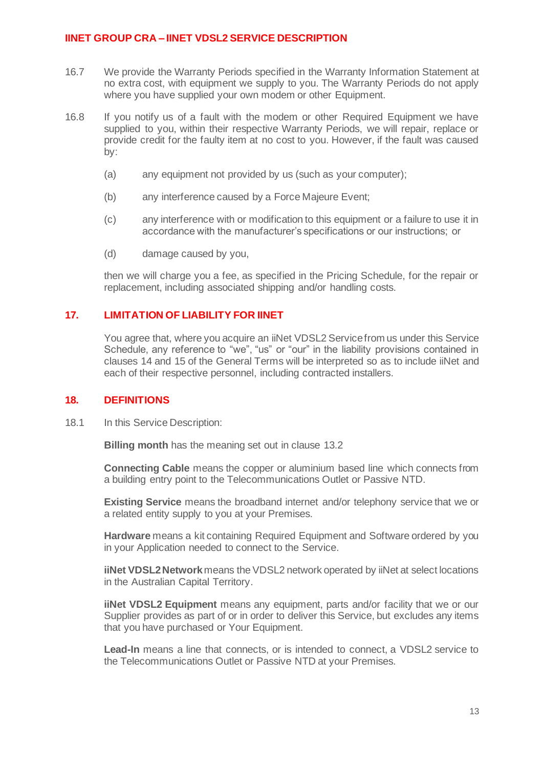16.7 We provide the Warranty Periods specified in the Warranty Information Statement at no extra cost, with equipment we supply to you. The Warranty Periods do not apply where you have supplied your own modem or other Equipment.

16.8 If you notify us of a fault with the modem or other Required Equipment we have supplied to you, within their respective Warranty Periods, we will repair, replace or provide credit for the faulty item at no cost to you. However, if the fault was caused by:

(a) any equipment not provided by us (such as your computer);

(b) any interference caused by a Force Majeure Event;

(c) any interference with or modification to this equipment or a failure to use it in accordance with the manufacturer's specifications or our instructions; or

(d) damage caused by you,

then we will charge you a fee, as specified in the Pricing Schedule, for the repair or replacement, including associated shipping and/or handling costs.

## 17. LIMITATION OF LIABILITY FOR IINET

You agree that, where you acquire an iiNet VDSL2 Service from us under this Service Schedule, any reference to "we", "us" or "our" in the liability provisions contained in clauses 14 and 15 of the General Terms will be interpreted so as to include iiNet and each of their respective personnel, including contracted installers.

## 18. DEFINITIONS

18.1 In this Service Description:

**Billing month** has the meaning set out in clause 13.2

**Connecting Cable** means the copper or aluminium based line which connects from a building entry point to the Telecommunications Outlet or Passive NTD.

**Existing Service** means the broadband internet and/or telephony service that we or a related entity supply to you at your Premises.

**Hardware** means a kit containing Required Equipment and Software ordered by you in your Application needed to connect to the Service.

**iiNet VDSL2 Network** means the VDSL2 network operated by iiNet at select locations in the Australian Capital Territory.

**iiNet VDSL2 Equipment** means any equipment, parts and/or facility that we or our Supplier provides as part of or in order to deliver this Service, but excludes any items that you have purchased or Your Equipment.

**Lead-In** means a line that connects, or is intended to connect, a VDSL2 service to the Telecommunications Outlet or Passive NTD at your Premises.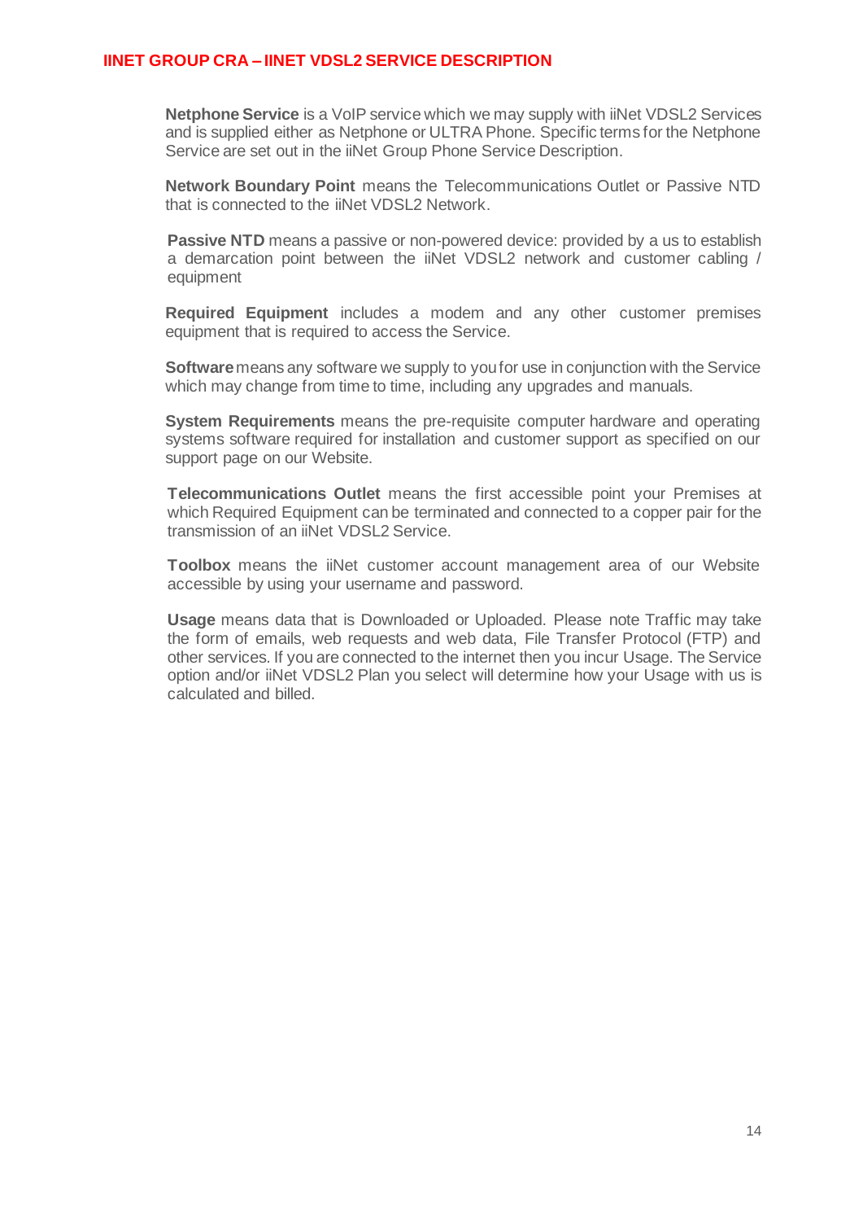**Netphone Service** is a VoIP service which we may supply with iiNet VDSL2 Services and is supplied either as Netphone or ULTRA Phone. Specific terms for the Netphone Service are set out in the iiNet Group Phone Service Description.

**Network Boundary Point** means the Telecommunications Outlet or Passive NTD that is connected to the iiNet VDSL2 Network.

**Passive NTD** means a passive or non-powered device: provided by a us to establish a demarcation point between the iiNet VDSL2 network and customer cabling / equipment

**Required Equipment** includes a modem and any other customer premises equipment that is required to access the Service.

**Software** means any software we supply to you for use in conjunction with the Service which may change from time to time, including any upgrades and manuals.

**System Requirements** means the pre-requisite computer hardware and operating systems software required for installation and customer support as specified on our support page on our Website.

**Telecommunications Outlet** means the first accessible point your Premises at which Required Equipment can be terminated and connected to a copper pair for the transmission of an iiNet VDSL2 Service.

**Toolbox** means the iiNet customer account management area of our Website accessible by using your username and password.

**Usage** means data that is Downloaded or Uploaded. Please note Traffic may take the form of emails, web requests and web data, File Transfer Protocol (FTP) and other services. If you are connected to the internet then you incur Usage. The Service option and/or iiNet VDSL2 Plan you select will determine how your Usage with us is calculated and billed.